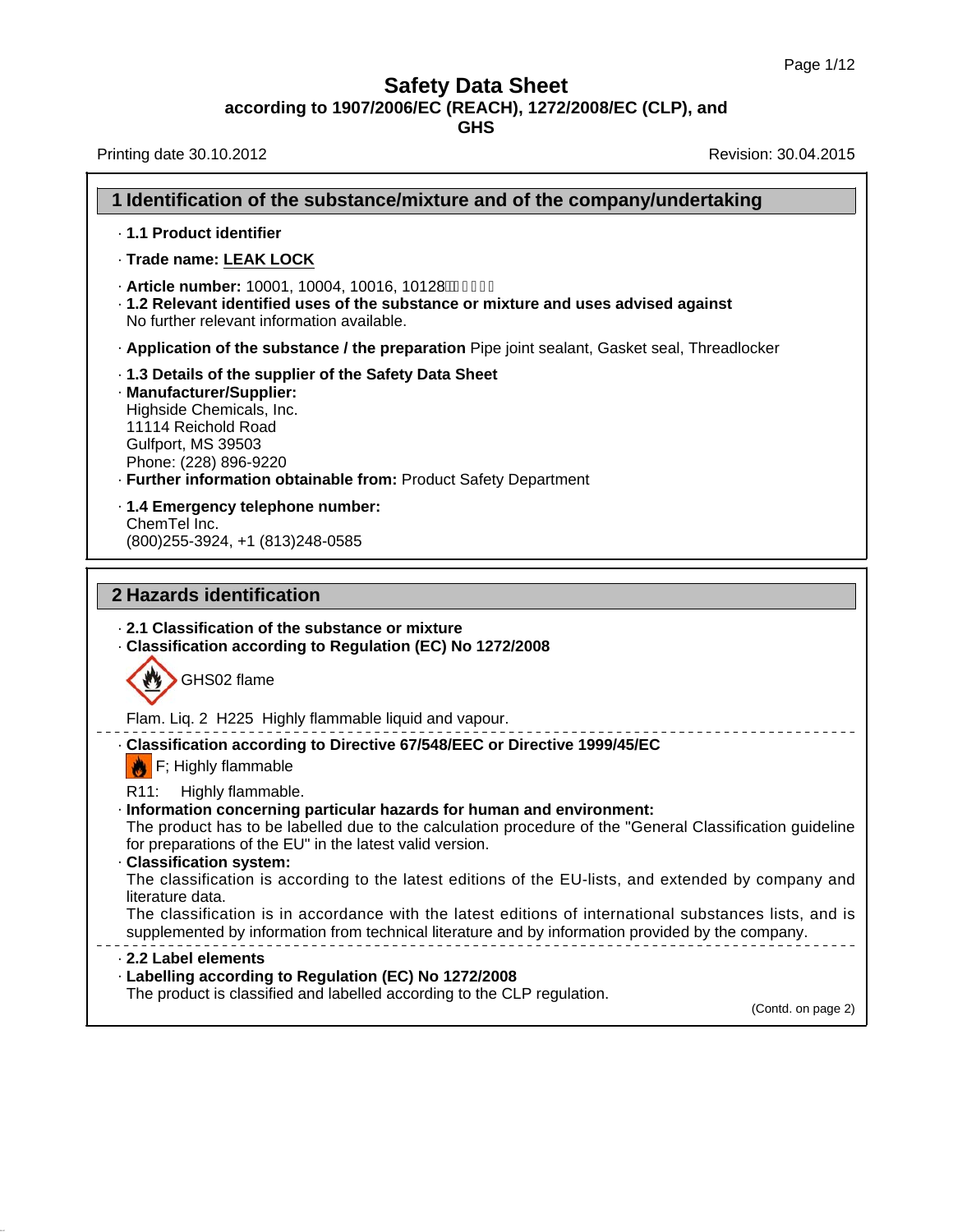# Safety Data Sheet

**according to 1907/2006/EC (REACH), 1272/2008/EC (CLP), and GHS**

Printing date 30.10.2012 Revision: 30.04.2015

## 1 Identification of the substance/mixture and of the company/undertaking

- **1.1 Product identifier**
- **Trade name: LEAK LOCK**
- **Article number:** 10001, 10004, 10016, 10128
- **1.2 Relevant identified uses of the substance or mixture and uses advised against**
  No further relevant information available.
- **Application of the substance / the preparation** Pipe joint sealant, Gasket seal, Threadlocker
- **1.3 Details of the supplier of the Safety Data Sheet**
- **Manufacturer/Supplier:**
  Highside Chemicals, Inc.
  11114 Reichold Road
  Gulfport, MS 39503
  Phone: (228) 896-9220
- **Further information obtainable from:** Product Safety Department
- **1.4 Emergency telephone number:**
  ChemTel Inc.
  (800)255-3924, +1 (813)248-0585

## 2 Hazards identification

- **2.1 Classification of the substance or mixture**
- **Classification according to Regulation (EC) No 1272/2008**

GHS02 flame

Flam. Liq. 2 H225 Highly flammable liquid and vapour.

- **Classification according to Directive 67/548/EEC or Directive 1999/45/EC**

F; Highly flammable

R11: Highly flammable.

- **Information concerning particular hazards for human and environment:**
  The product has to be labelled due to the calculation procedure of the "General Classification guideline for preparations of the EU" in the latest valid version.
- **Classification system:**
  The classification is according to the latest editions of the EU-lists, and extended by company and literature data.
  The classification is in accordance with the latest editions of international substances lists, and is supplemented by information from technical literature and by information provided by the company.

- **2.2 Label elements**
- **Labelling according to Regulation (EC) No 1272/2008**
  The product is classified and labelled according to the CLP regulation.

(Contd. on page 2)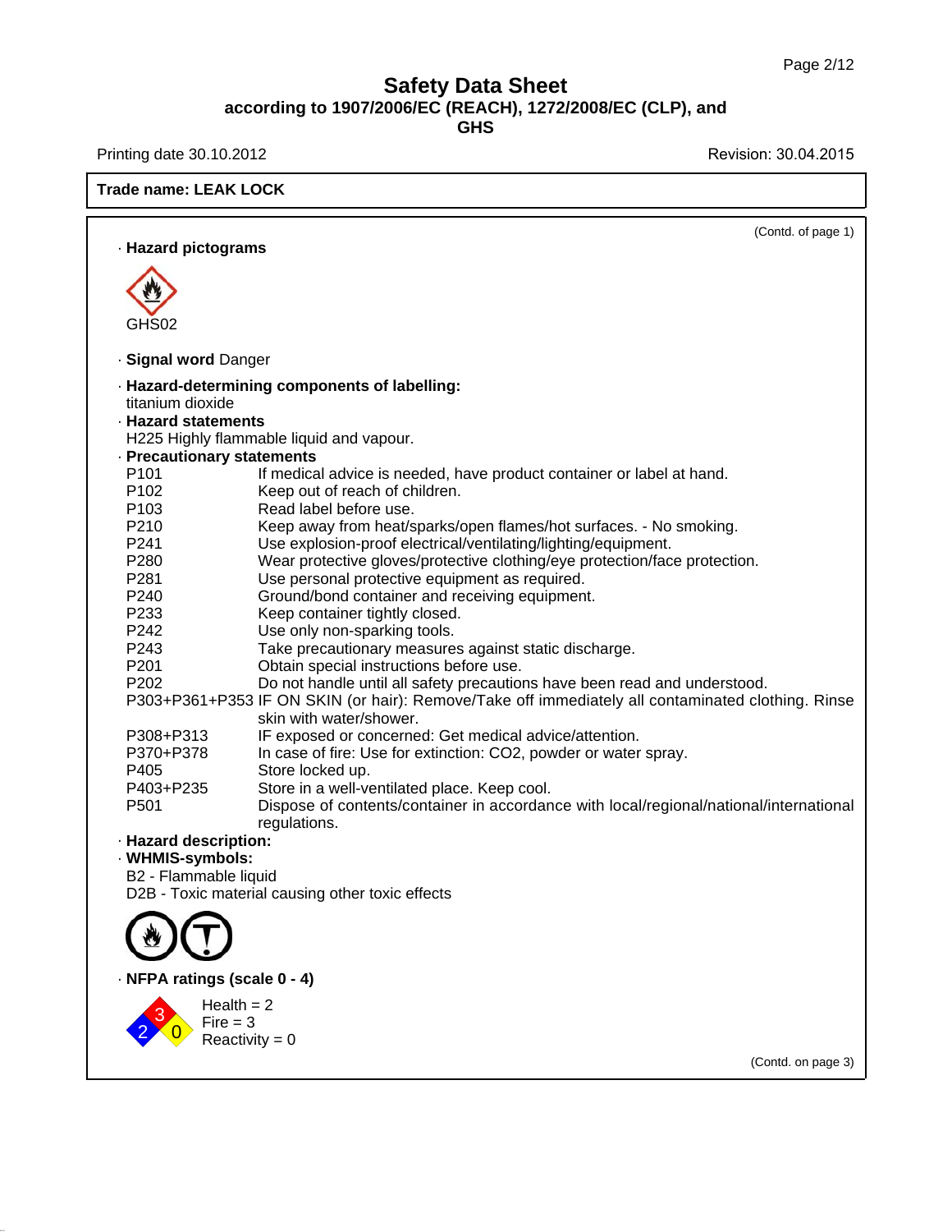# Safety Data Sheet
**according to 1907/2006/EC (REACH), 1272/2008/EC (CLP), and GHS**

Printing date 30.10.2012 — Revision: 30.04.2015

**Trade name: LEAK LOCK**

(Contd. of page 1)

· **Hazard pictograms**

GHS02

· **Signal word** Danger

· **Hazard-determining components of labelling:**
titanium dioxide

· **Hazard statements**
H225 Highly flammable liquid and vapour.

· **Precautionary statements**

| | |
|---|---|
| P101 | If medical advice is needed, have product container or label at hand. |
| P102 | Keep out of reach of children. |
| P103 | Read label before use. |
| P210 | Keep away from heat/sparks/open flames/hot surfaces. - No smoking. |
| P241 | Use explosion-proof electrical/ventilating/lighting/equipment. |
| P280 | Wear protective gloves/protective clothing/eye protection/face protection. |
| P281 | Use personal protective equipment as required. |
| P240 | Ground/bond container and receiving equipment. |
| P233 | Keep container tightly closed. |
| P242 | Use only non-sparking tools. |
| P243 | Take precautionary measures against static discharge. |
| P201 | Obtain special instructions before use. |
| P202 | Do not handle until all safety precautions have been read and understood. |
| P303+P361+P353 | IF ON SKIN (or hair): Remove/Take off immediately all contaminated clothing. Rinse skin with water/shower. |
| P308+P313 | IF exposed or concerned: Get medical advice/attention. |
| P370+P378 | In case of fire: Use for extinction: CO2, powder or water spray. |
| P405 | Store locked up. |
| P403+P235 | Store in a well-ventilated place. Keep cool. |
| P501 | Dispose of contents/container in accordance with local/regional/national/international regulations. |

· **Hazard description:**

· **WHMIS-symbols:**
B2 - Flammable liquid
D2B - Toxic material causing other toxic effects

· **NFPA ratings (scale 0 - 4)**

Health = 2
Fire = 3
Reactivity = 0

(Contd. on page 3)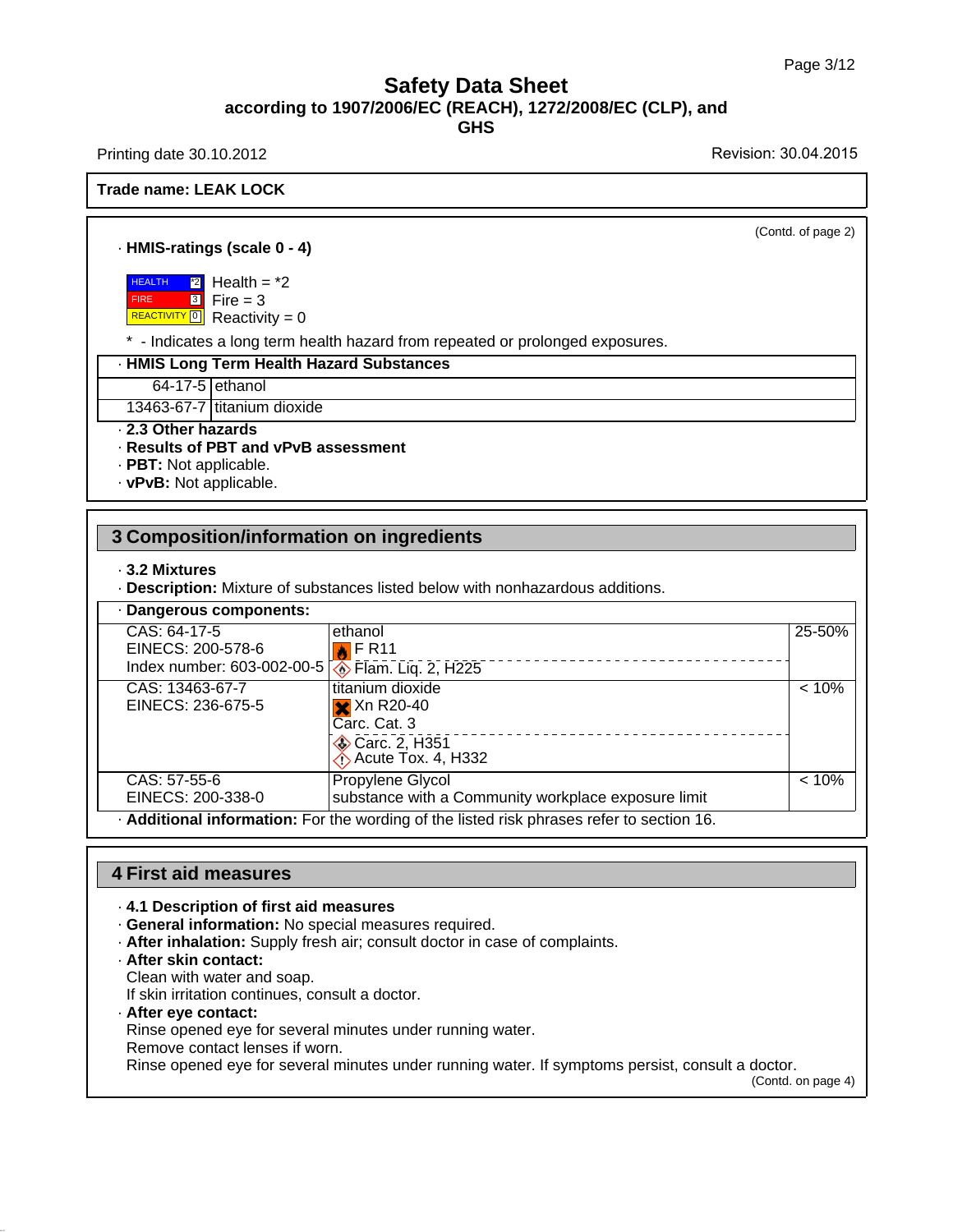**Safety Data Sheet**
**according to 1907/2006/EC (REACH), 1272/2008/EC (CLP), and GHS**

Printing date 30.10.2012 | Revision: 30.04.2015

**Trade name: LEAK LOCK**

(Contd. of page 2)

· **HMIS-ratings (scale 0 - 4)**

| | |
|---|---|
| HEALTH *2 | Health = *2 |
| FIRE 3 | Fire = 3 |
| REACTIVITY 0 | Reactivity = 0 |

\* - Indicates a long term health hazard from repeated or prolonged exposures.

| · HMIS Long Term Health Hazard Substances | |
|---|---|
| 64-17-5 | ethanol |
| 13463-67-7 | titanium dioxide |

· **2.3 Other hazards**
· **Results of PBT and vPvB assessment**
· **PBT:** Not applicable.
· **vPvB:** Not applicable.

## 3 Composition/information on ingredients

· **3.2 Mixtures**
· **Description:** Mixture of substances listed below with nonhazardous additions.

| · Dangerous components: | | |
|---|---|---|
| CAS: 64-17-5<br>EINECS: 200-578-6<br>Index number: 603-002-00-5 | ethanol<br>F R11<br>Flam. Liq. 2, H225 | 25-50% |
| CAS: 13463-67-7<br>EINECS: 236-675-5 | titanium dioxide<br>Xn R20-40<br>Carc. Cat. 3<br>Carc. 2, H351<br>Acute Tox. 4, H332 | < 10% |
| CAS: 57-55-6<br>EINECS: 200-338-0 | Propylene Glycol<br>substance with a Community workplace exposure limit | < 10% |

· **Additional information:** For the wording of the listed risk phrases refer to section 16.

## 4 First aid measures

· **4.1 Description of first aid measures**
· **General information:** No special measures required.
· **After inhalation:** Supply fresh air; consult doctor in case of complaints.
· **After skin contact:**
Clean with water and soap.
If skin irritation continues, consult a doctor.
· **After eye contact:**
Rinse opened eye for several minutes under running water.
Remove contact lenses if worn.
Rinse opened eye for several minutes under running water. If symptoms persist, consult a doctor.

(Contd. on page 4)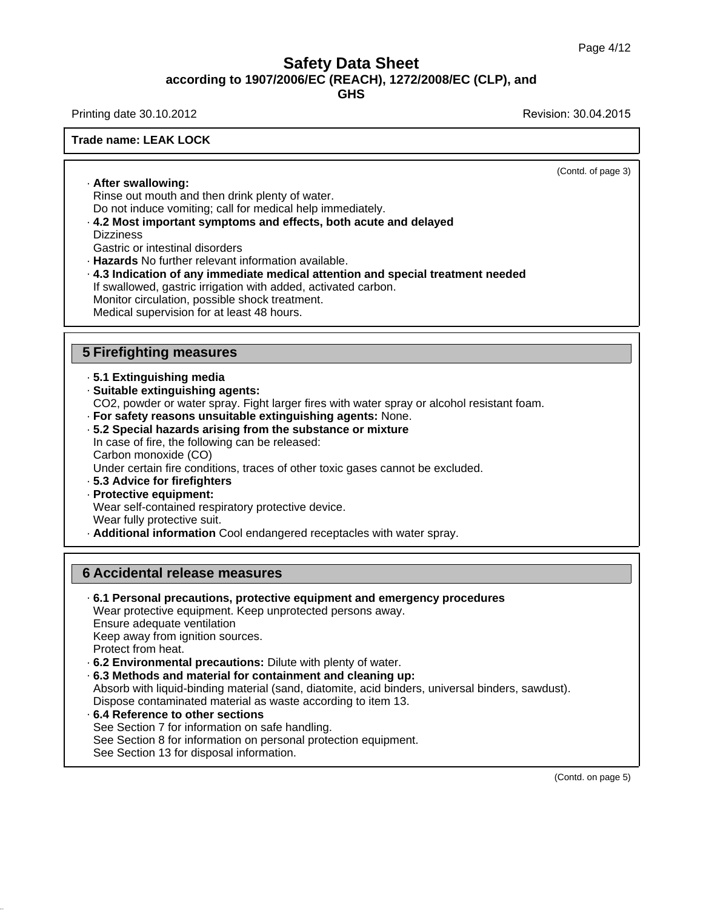(Contd. of page 3)

· **After swallowing:**
Rinse out mouth and then drink plenty of water.
Do not induce vomiting; call for medical help immediately.

· **4.2 Most important symptoms and effects, both acute and delayed**
Dizziness
Gastric or intestinal disorders

· **Hazards** No further relevant information available.

· **4.3 Indication of any immediate medical attention and special treatment needed**
If swallowed, gastric irrigation with added, activated carbon.
Monitor circulation, possible shock treatment.
Medical supervision for at least 48 hours.

## 5 Firefighting measures

· **5.1 Extinguishing media**

· **Suitable extinguishing agents:**
$CO_2$, powder or water spray. Fight larger fires with water spray or alcohol resistant foam.

· **For safety reasons unsuitable extinguishing agents:** None.

· **5.2 Special hazards arising from the substance or mixture**
In case of fire, the following can be released:
Carbon monoxide (CO)
Under certain fire conditions, traces of other toxic gases cannot be excluded.

· **5.3 Advice for firefighters**

· **Protective equipment:**
Wear self-contained respiratory protective device.
Wear fully protective suit.

· **Additional information** Cool endangered receptacles with water spray.

## 6 Accidental release measures

· **6.1 Personal precautions, protective equipment and emergency procedures**
Wear protective equipment. Keep unprotected persons away.
Ensure adequate ventilation
Keep away from ignition sources.
Protect from heat.

· **6.2 Environmental precautions:** Dilute with plenty of water.

· **6.3 Methods and material for containment and cleaning up:**
Absorb with liquid-binding material (sand, diatomite, acid binders, universal binders, sawdust).
Dispose contaminated material as waste according to item 13.

· **6.4 Reference to other sections**
See Section 7 for information on safe handling.
See Section 8 for information on personal protection equipment.
See Section 13 for disposal information.

(Contd. on page 5)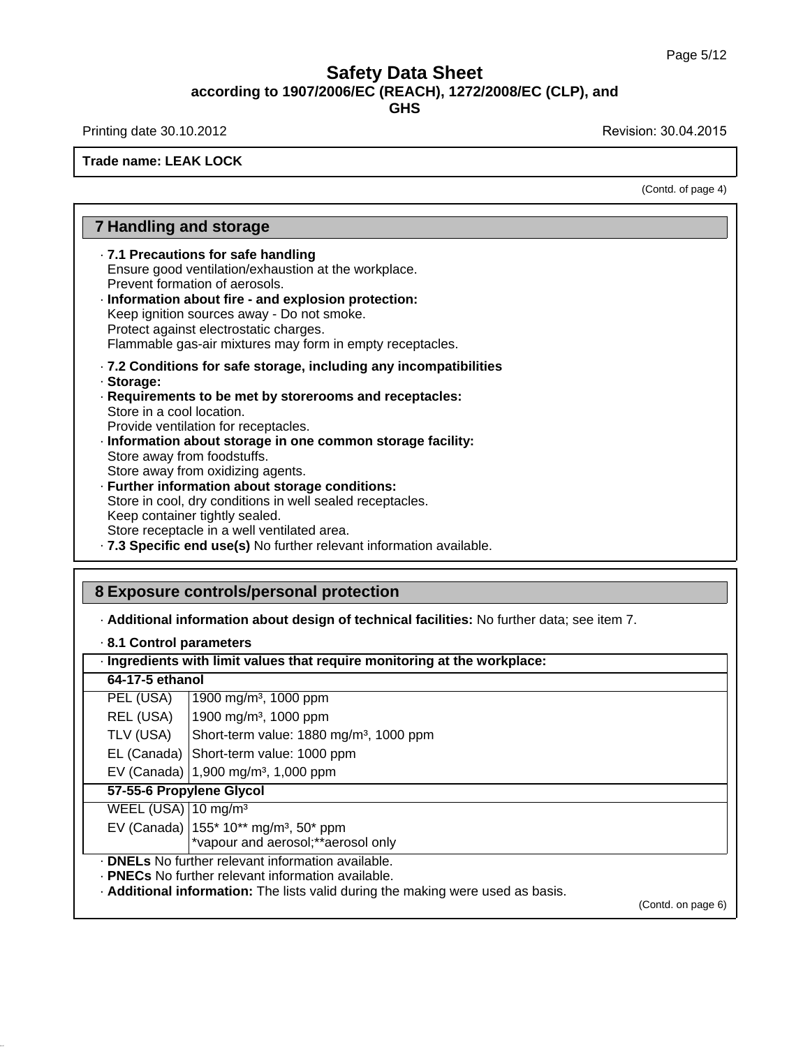Trade name: LEAK LOCK

(Contd. of page 4)

## 7 Handling and storage

· **7.1 Precautions for safe handling**
Ensure good ventilation/exhaustion at the workplace.
Prevent formation of aerosols.
· **Information about fire - and explosion protection:**
Keep ignition sources away - Do not smoke.
Protect against electrostatic charges.
Flammable gas-air mixtures may form in empty receptacles.

· **7.2 Conditions for safe storage, including any incompatibilities**
· **Storage:**
· **Requirements to be met by storerooms and receptacles:**
Store in a cool location.
Provide ventilation for receptacles.
· **Information about storage in one common storage facility:**
Store away from foodstuffs.
Store away from oxidizing agents.
· **Further information about storage conditions:**
Store in cool, dry conditions in well sealed receptacles.
Keep container tightly sealed.
Store receptacle in a well ventilated area.
· **7.3 Specific end use(s)** No further relevant information available.

## 8 Exposure controls/personal protection

· **Additional information about design of technical facilities:** No further data; see item 7.

· **8.1 Control parameters**

| · **Ingredients with limit values that require monitoring at the workplace:** | |
|---|---|
| **64-17-5 ethanol** | |
| PEL (USA) | 1900 mg/m³, 1000 ppm |
| REL (USA) | 1900 mg/m³, 1000 ppm |
| TLV (USA) | Short-term value: 1880 mg/m³, 1000 ppm |
| EL (Canada) | Short-term value: 1000 ppm |
| EV (Canada) | 1,900 mg/m³, 1,000 ppm |
| **57-55-6 Propylene Glycol** | |
| WEEL (USA) | 10 mg/m³ |
| EV (Canada) | 155* 10** mg/m³, 50* ppm<br>*vapour and aerosol;**aerosol only |

· **DNELs** No further relevant information available.
· **PNECs** No further relevant information available.
· **Additional information:** The lists valid during the making were used as basis.

(Contd. on page 6)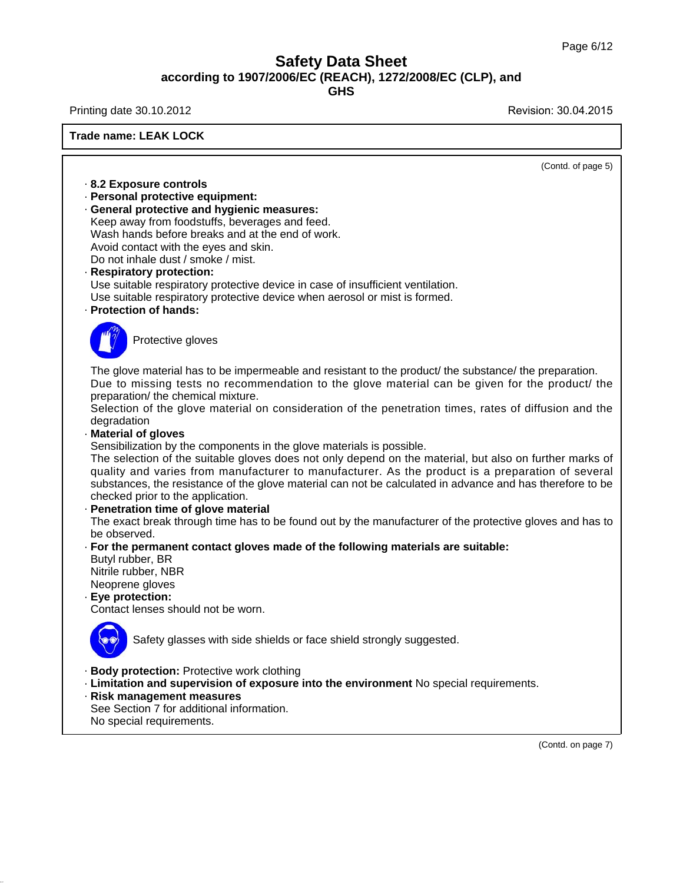Trade name: LEAK LOCK

(Contd. of page 5)

· **8.2 Exposure controls**
· **Personal protective equipment:**
· **General protective and hygienic measures:**
Keep away from foodstuffs, beverages and feed.
Wash hands before breaks and at the end of work.
Avoid contact with the eyes and skin.
Do not inhale dust / smoke / mist.
· **Respiratory protection:**
Use suitable respiratory protective device in case of insufficient ventilation.
Use suitable respiratory protective device when aerosol or mist is formed.
· **Protection of hands:**

Protective gloves

The glove material has to be impermeable and resistant to the product/ the substance/ the preparation.
Due to missing tests no recommendation to the glove material can be given for the product/ the preparation/ the chemical mixture.
Selection of the glove material on consideration of the penetration times, rates of diffusion and the degradation
· **Material of gloves**
Sensibilization by the components in the glove materials is possible.
The selection of the suitable gloves does not only depend on the material, but also on further marks of quality and varies from manufacturer to manufacturer. As the product is a preparation of several substances, the resistance of the glove material can not be calculated in advance and has therefore to be checked prior to the application.
· **Penetration time of glove material**
The exact break through time has to be found out by the manufacturer of the protective gloves and has to be observed.
· **For the permanent contact gloves made of the following materials are suitable:**
Butyl rubber, BR
Nitrile rubber, NBR
Neoprene gloves
· **Eye protection:**
Contact lenses should not be worn.

Safety glasses with side shields or face shield strongly suggested.

· **Body protection:** Protective work clothing
· **Limitation and supervision of exposure into the environment** No special requirements.
· **Risk management measures**
See Section 7 for additional information.
No special requirements.

(Contd. on page 7)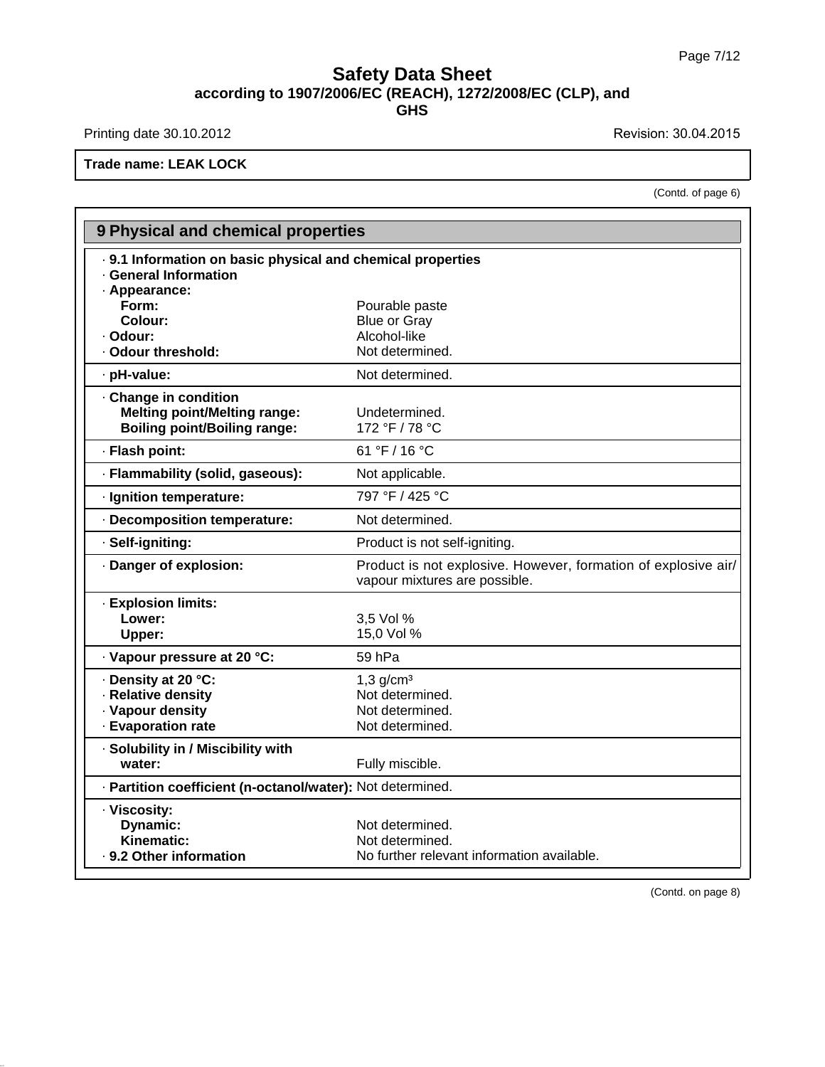# Safety Data Sheet
**according to 1907/2006/EC (REACH), 1272/2008/EC (CLP), and GHS**

Printing date 30.10.2012 | Revision: 30.04.2015

**Trade name: LEAK LOCK**

(Contd. of page 6)

## 9 Physical and chemical properties

| Property | Value |
|---|---|
| **· 9.1 Information on basic physical and chemical properties** | |
| **· General Information** | |
| **· Appearance:** | |
| **Form:** | Pourable paste |
| **Colour:** | Blue or Gray |
| **· Odour:** | Alcohol-like |
| **· Odour threshold:** | Not determined. |
| **· pH-value:** | Not determined. |
| **· Change in condition** | |
| **Melting point/Melting range:** | Undetermined. |
| **Boiling point/Boiling range:** | 172 °F / 78 °C |
| **· Flash point:** | 61 °F / 16 °C |
| **· Flammability (solid, gaseous):** | Not applicable. |
| **· Ignition temperature:** | 797 °F / 425 °C |
| **· Decomposition temperature:** | Not determined. |
| **· Self-igniting:** | Product is not self-igniting. |
| **· Danger of explosion:** | Product is not explosive. However, formation of explosive air/vapour mixtures are possible. |
| **· Explosion limits:** | |
| **Lower:** | 3,5 Vol % |
| **Upper:** | 15,0 Vol % |
| **· Vapour pressure at 20 °C:** | 59 hPa |
| **· Density at 20 °C:** | 1,3 g/cm³ |
| **· Relative density** | Not determined. |
| **· Vapour density** | Not determined. |
| **· Evaporation rate** | Not determined. |
| **· Solubility in / Miscibility with** | |
| **water:** | Fully miscible. |
| **· Partition coefficient (n-octanol/water):** | Not determined. |
| **· Viscosity:** | |
| **Dynamic:** | Not determined. |
| **Kinematic:** | Not determined. |
| **· 9.2 Other information** | No further relevant information available. |

(Contd. on page 8)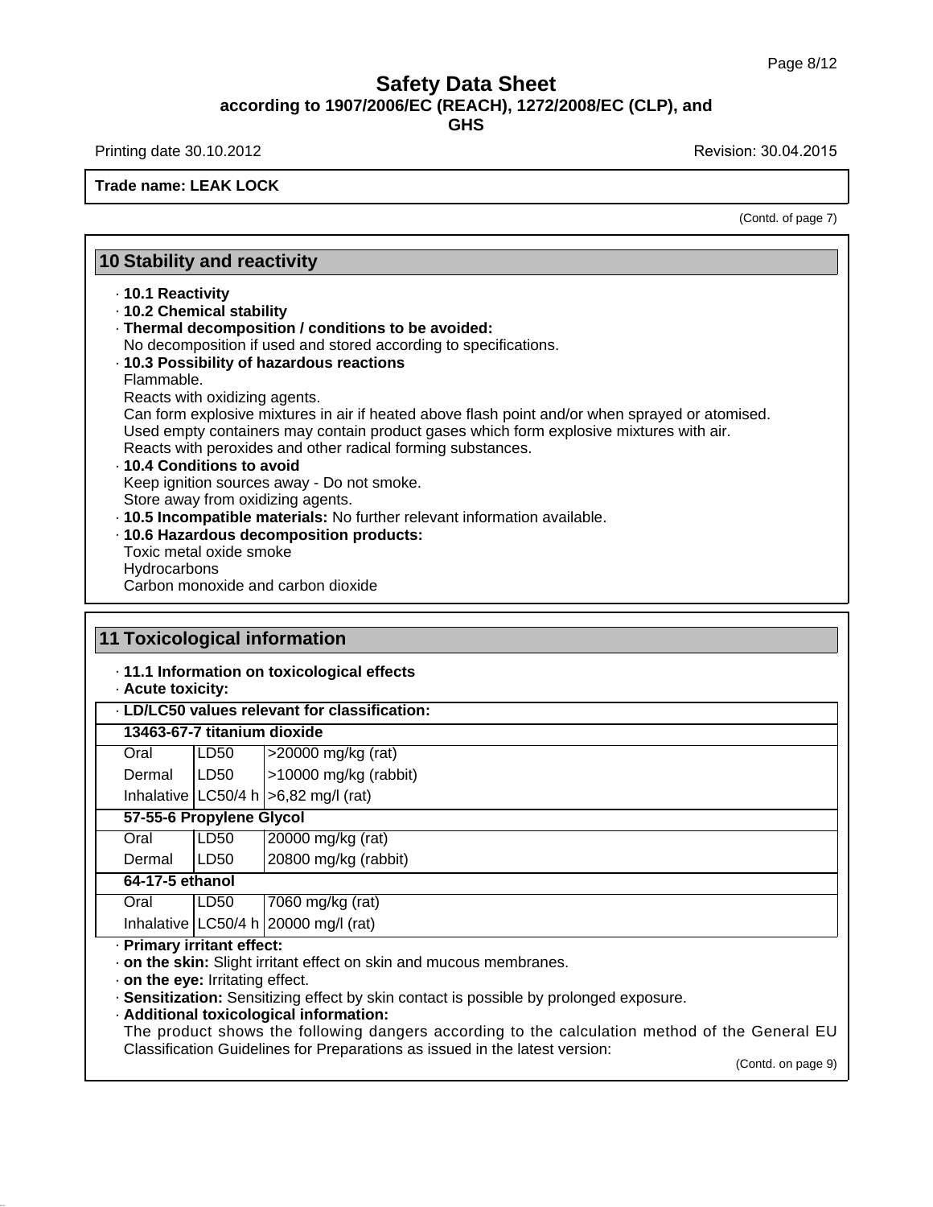## 10 Stability and reactivity

- **10.1 Reactivity**
- **10.2 Chemical stability**
- **Thermal decomposition / conditions to be avoided:**
  No decomposition if used and stored according to specifications.
- **10.3 Possibility of hazardous reactions**
  Flammable.
  Reacts with oxidizing agents.
  Can form explosive mixtures in air if heated above flash point and/or when sprayed or atomised.
  Used empty containers may contain product gases which form explosive mixtures with air.
  Reacts with peroxides and other radical forming substances.
- **10.4 Conditions to avoid**
  Keep ignition sources away - Do not smoke.
  Store away from oxidizing agents.
- **10.5 Incompatible materials:** No further relevant information available.
- **10.6 Hazardous decomposition products:**
  Toxic metal oxide smoke
  Hydrocarbons
  Carbon monoxide and carbon dioxide

## 11 Toxicological information

- **11.1 Information on toxicological effects**
- **Acute toxicity:**

| **LD/LC50 values relevant for classification:** | | |
|---|---|---|
| **13463-67-7 titanium dioxide** | | |
| Oral | LD50 | >20000 mg/kg (rat) |
| Dermal | LD50 | >10000 mg/kg (rabbit) |
| Inhalative | LC50/4 h | >6,82 mg/l (rat) |
| **57-55-6 Propylene Glycol** | | |
| Oral | LD50 | 20000 mg/kg (rat) |
| Dermal | LD50 | 20800 mg/kg (rabbit) |
| **64-17-5 ethanol** | | |
| Oral | LD50 | 7060 mg/kg (rat) |
| Inhalative | LC50/4 h | 20000 mg/l (rat) |

- **Primary irritant effect:**
- **on the skin:** Slight irritant effect on skin and mucous membranes.
- **on the eye:** Irritating effect.
- **Sensitization:** Sensitizing effect by skin contact is possible by prolonged exposure.
- **Additional toxicological information:**
  The product shows the following dangers according to the calculation method of the General EU Classification Guidelines for Preparations as issued in the latest version: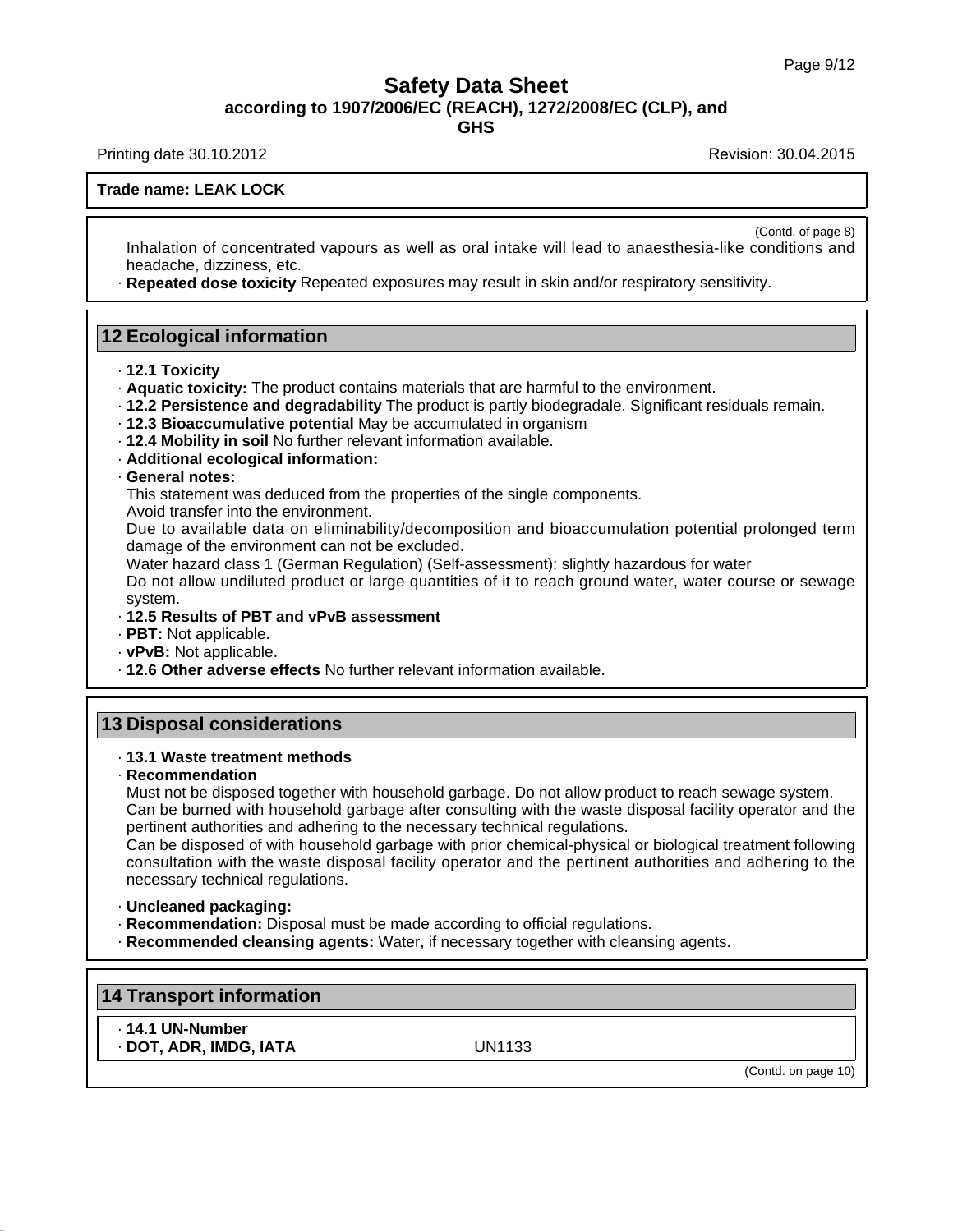(Contd. of page 8)

Inhalation of concentrated vapours as well as oral intake will lead to anaesthesia-like conditions and headache, dizziness, etc.

· **Repeated dose toxicity** Repeated exposures may result in skin and/or respiratory sensitivity.

## 12 Ecological information

· **12.1 Toxicity**
· **Aquatic toxicity:** The product contains materials that are harmful to the environment.
· **12.2 Persistence and degradability** The product is partly biodegradale. Significant residuals remain.
· **12.3 Bioaccumulative potential** May be accumulated in organism
· **12.4 Mobility in soil** No further relevant information available.
· **Additional ecological information:**
· **General notes:**

This statement was deduced from the properties of the single components.
Avoid transfer into the environment.
Due to available data on eliminability/decomposition and bioaccumulation potential prolonged term damage of the environment can not be excluded.
Water hazard class 1 (German Regulation) (Self-assessment): slightly hazardous for water
Do not allow undiluted product or large quantities of it to reach ground water, water course or sewage system.

· **12.5 Results of PBT and vPvB assessment**
· **PBT:** Not applicable.
· **vPvB:** Not applicable.
· **12.6 Other adverse effects** No further relevant information available.

## 13 Disposal considerations

· **13.1 Waste treatment methods**
· **Recommendation**

Must not be disposed together with household garbage. Do not allow product to reach sewage system.
Can be burned with household garbage after consulting with the waste disposal facility operator and the pertinent authorities and adhering to the necessary technical regulations.
Can be disposed of with household garbage with prior chemical-physical or biological treatment following consultation with the waste disposal facility operator and the pertinent authorities and adhering to the necessary technical regulations.

· **Uncleaned packaging:**
· **Recommendation:** Disposal must be made according to official regulations.
· **Recommended cleansing agents:** Water, if necessary together with cleansing agents.

## 14 Transport information

· **14.1 UN-Number**
· **DOT, ADR, IMDG, IATA** UN1133

(Contd. on page 10)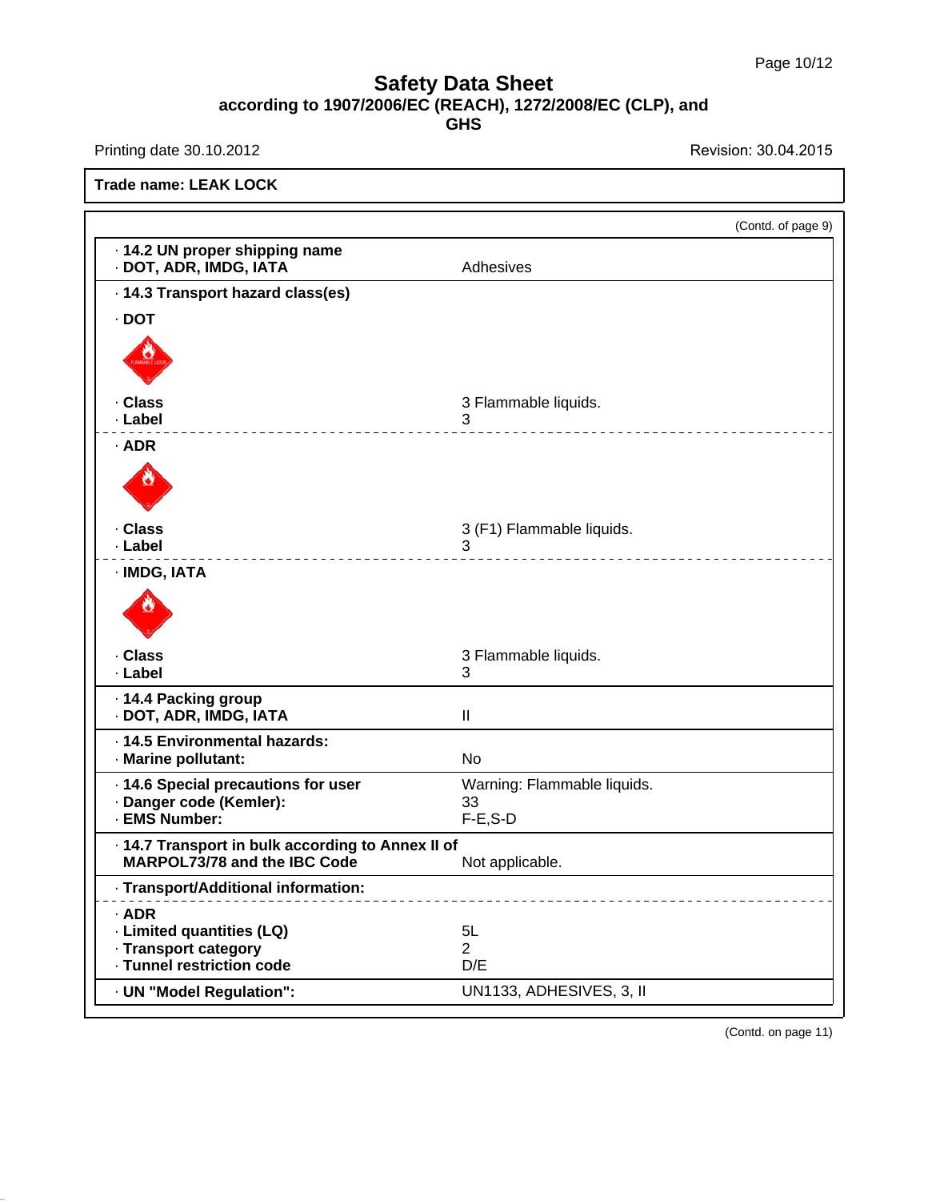# Safety Data Sheet

**according to 1907/2006/EC (REACH), 1272/2008/EC (CLP), and GHS**

Printing date 30.10.2012 | Revision: 30.04.2015

**Trade name: LEAK LOCK**

(Contd. of page 9)

· **14.2 UN proper shipping name**
· **DOT, ADR, IMDG, IATA** — Adhesives

· **14.3 Transport hazard class(es)**

· **DOT**

· **Class** — 3 Flammable liquids.
· **Label** — 3

· **ADR**

· **Class** — 3 (F1) Flammable liquids.
· **Label** — 3

· **IMDG, IATA**

· **Class** — 3 Flammable liquids.
· **Label** — 3

· **14.4 Packing group**
· **DOT, ADR, IMDG, IATA** — II

· **14.5 Environmental hazards:**
· **Marine pollutant:** — No

· **14.6 Special precautions for user** — Warning: Flammable liquids.
· **Danger code (Kemler):** — 33
· **EMS Number:** — F-E,S-D

· **14.7 Transport in bulk according to Annex II of MARPOL73/78 and the IBC Code** — Not applicable.

· **Transport/Additional information:**

· **ADR**
· **Limited quantities (LQ)** — 5L
· **Transport category** — 2
· **Tunnel restriction code** — D/E

· **UN "Model Regulation":** — UN1133, ADHESIVES, 3, II

(Contd. on page 11)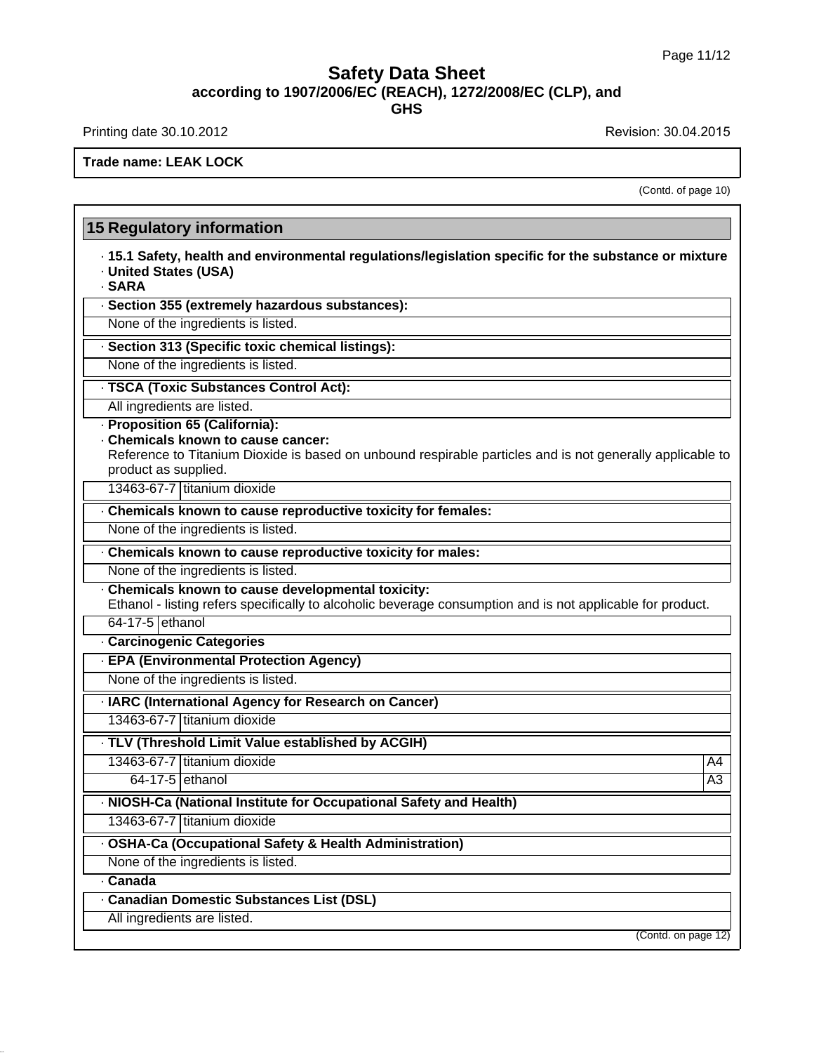# Safety Data Sheet

**according to 1907/2006/EC (REACH), 1272/2008/EC (CLP), and GHS**

Printing date 30.10.2012 Revision: 30.04.2015

**Trade name: LEAK LOCK**

(Contd. of page 10)

## 15 Regulatory information

· **15.1 Safety, health and environmental regulations/legislation specific for the substance or mixture**
· **United States (USA)**
· **SARA**

· **Section 355 (extremely hazardous substances):**

None of the ingredients is listed.

· **Section 313 (Specific toxic chemical listings):**

None of the ingredients is listed.

· **TSCA (Toxic Substances Control Act):**

All ingredients are listed.

· **Proposition 65 (California):**
· **Chemicals known to cause cancer:**

Reference to Titanium Dioxide is based on unbound respirable particles and is not generally applicable to product as supplied.

| | |
|---|---|
| 13463-67-7 | titanium dioxide |

· **Chemicals known to cause reproductive toxicity for females:**

None of the ingredients is listed.

· **Chemicals known to cause reproductive toxicity for males:**

None of the ingredients is listed.

· **Chemicals known to cause developmental toxicity:**

Ethanol - listing refers specifically to alcoholic beverage consumption and is not applicable for product.

| | |
|---|---|
| 64-17-5 | ethanol |

· **Carcinogenic Categories**

· **EPA (Environmental Protection Agency)**

None of the ingredients is listed.

· **IARC (International Agency for Research on Cancer)**

| | |
|---|---|
| 13463-67-7 | titanium dioxide |

· **TLV (Threshold Limit Value established by ACGIH)**

| | | |
|---|---|---|
| 13463-67-7 | titanium dioxide | A4 |
| 64-17-5 | ethanol | A3 |

· **NIOSH-Ca (National Institute for Occupational Safety and Health)**

| | |
|---|---|
| 13463-67-7 | titanium dioxide |

· **OSHA-Ca (Occupational Safety & Health Administration)**

None of the ingredients is listed.

· **Canada**

· **Canadian Domestic Substances List (DSL)**

All ingredients are listed.

(Contd. on page 12)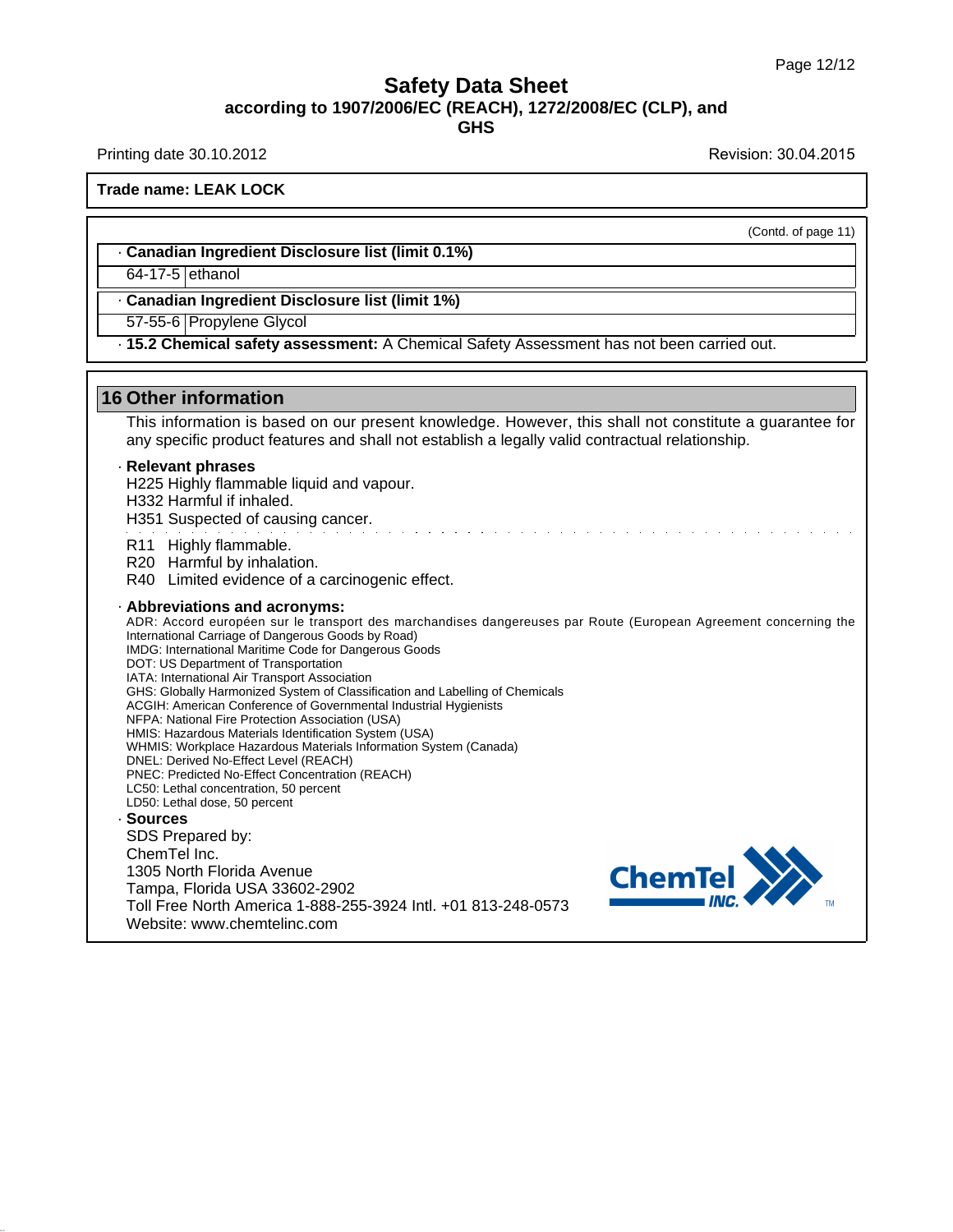# Safety Data Sheet
## according to 1907/2006/EC (REACH), 1272/2008/EC (CLP), and GHS

Printing date 30.10.2012 Revision: 30.04.2015

**Trade name: LEAK LOCK**

(Contd. of page 11)

· **Canadian Ingredient Disclosure list (limit 0.1%)**

| | |
|---|---|
| 64-17-5 | ethanol |

· **Canadian Ingredient Disclosure list (limit 1%)**

| | |
|---|---|
| 57-55-6 | Propylene Glycol |

· **15.2 Chemical safety assessment:** A Chemical Safety Assessment has not been carried out.

## 16 Other information

This information is based on our present knowledge. However, this shall not constitute a guarantee for any specific product features and shall not establish a legally valid contractual relationship.

· **Relevant phrases**

H225 Highly flammable liquid and vapour.
H332 Harmful if inhaled.
H351 Suspected of causing cancer.

R11 Highly flammable.
R20 Harmful by inhalation.
R40 Limited evidence of a carcinogenic effect.

· **Abbreviations and acronyms:**

ADR: Accord européen sur le transport des marchandises dangereuses par Route (European Agreement concerning the International Carriage of Dangerous Goods by Road)
IMDG: International Maritime Code for Dangerous Goods
DOT: US Department of Transportation
IATA: International Air Transport Association
GHS: Globally Harmonized System of Classification and Labelling of Chemicals
ACGIH: American Conference of Governmental Industrial Hygienists
NFPA: National Fire Protection Association (USA)
HMIS: Hazardous Materials Identification System (USA)
WHMIS: Workplace Hazardous Materials Information System (Canada)
DNEL: Derived No-Effect Level (REACH)
PNEC: Predicted No-Effect Concentration (REACH)
LC50: Lethal concentration, 50 percent
LD50: Lethal dose, 50 percent

· **Sources**

SDS Prepared by:
ChemTel Inc.
1305 North Florida Avenue
Tampa, Florida USA 33602-2902
Toll Free North America 1-888-255-3924 Intl. +01 813-248-0573
Website: www.chemtelinc.com